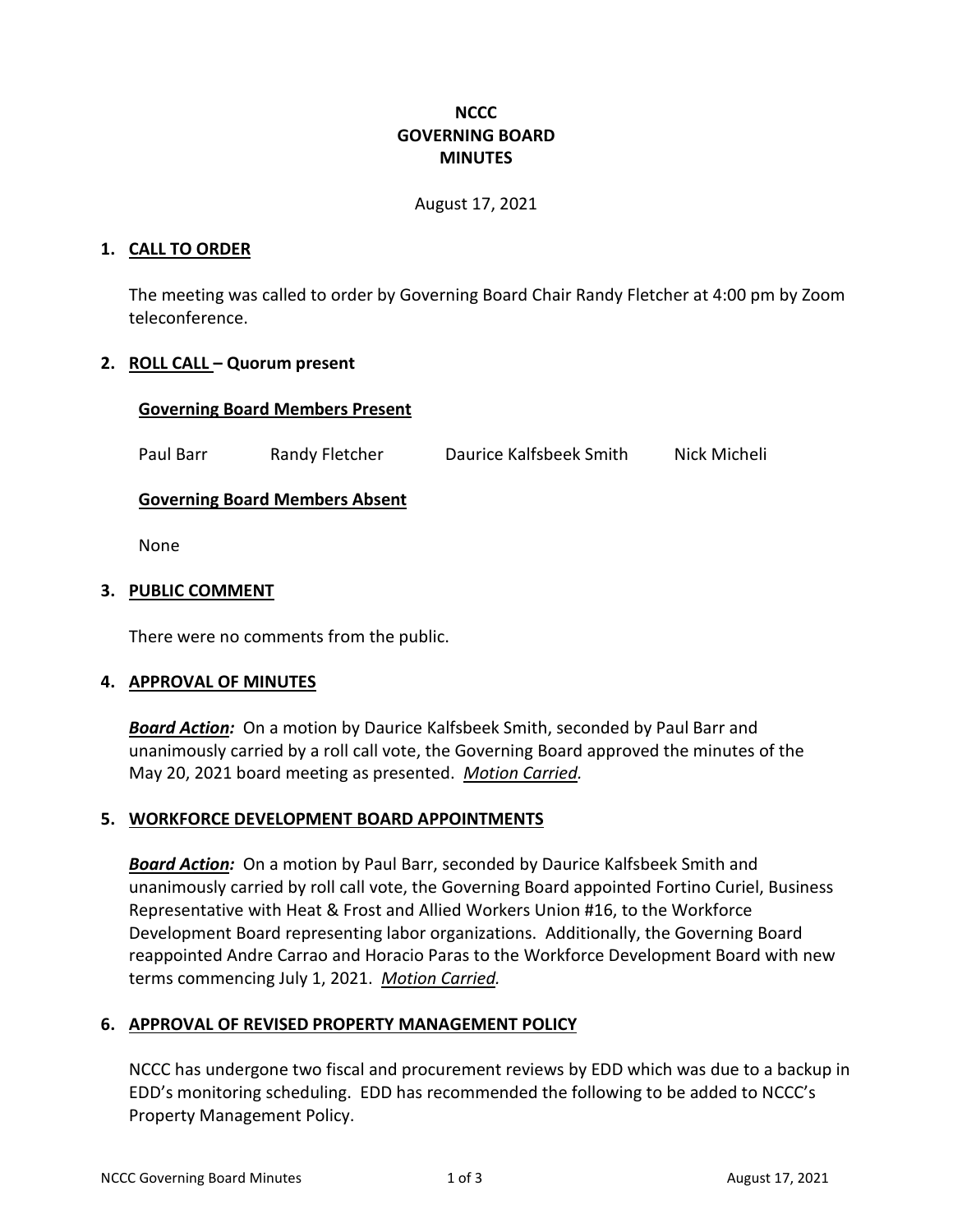**NCCC**
**GOVERNING BOARD**
**MINUTES**

August 17, 2021

## 1. CALL TO ORDER

The meeting was called to order by Governing Board Chair Randy Fletcher at 4:00 pm by Zoom teleconference.

## 2. ROLL CALL – Quorum present

### Governing Board Members Present

Paul Barr     Randy Fletcher     Daurice Kalfsbeek Smith     Nick Micheli

### Governing Board Members Absent

None

## 3. PUBLIC COMMENT

There were no comments from the public.

## 4. APPROVAL OF MINUTES

***Board Action:*** On a motion by Daurice Kalfsbeek Smith, seconded by Paul Barr and unanimously carried by a roll call vote, the Governing Board approved the minutes of the May 20, 2021 board meeting as presented. *Motion Carried.*

## 5. WORKFORCE DEVELOPMENT BOARD APPOINTMENTS

***Board Action:*** On a motion by Paul Barr, seconded by Daurice Kalfsbeek Smith and unanimously carried by roll call vote, the Governing Board appointed Fortino Curiel, Business Representative with Heat & Frost and Allied Workers Union #16, to the Workforce Development Board representing labor organizations. Additionally, the Governing Board reappointed Andre Carrao and Horacio Paras to the Workforce Development Board with new terms commencing July 1, 2021. *Motion Carried.*

## 6. APPROVAL OF REVISED PROPERTY MANAGEMENT POLICY

NCCC has undergone two fiscal and procurement reviews by EDD which was due to a backup in EDD's monitoring scheduling. EDD has recommended the following to be added to NCCC's Property Management Policy.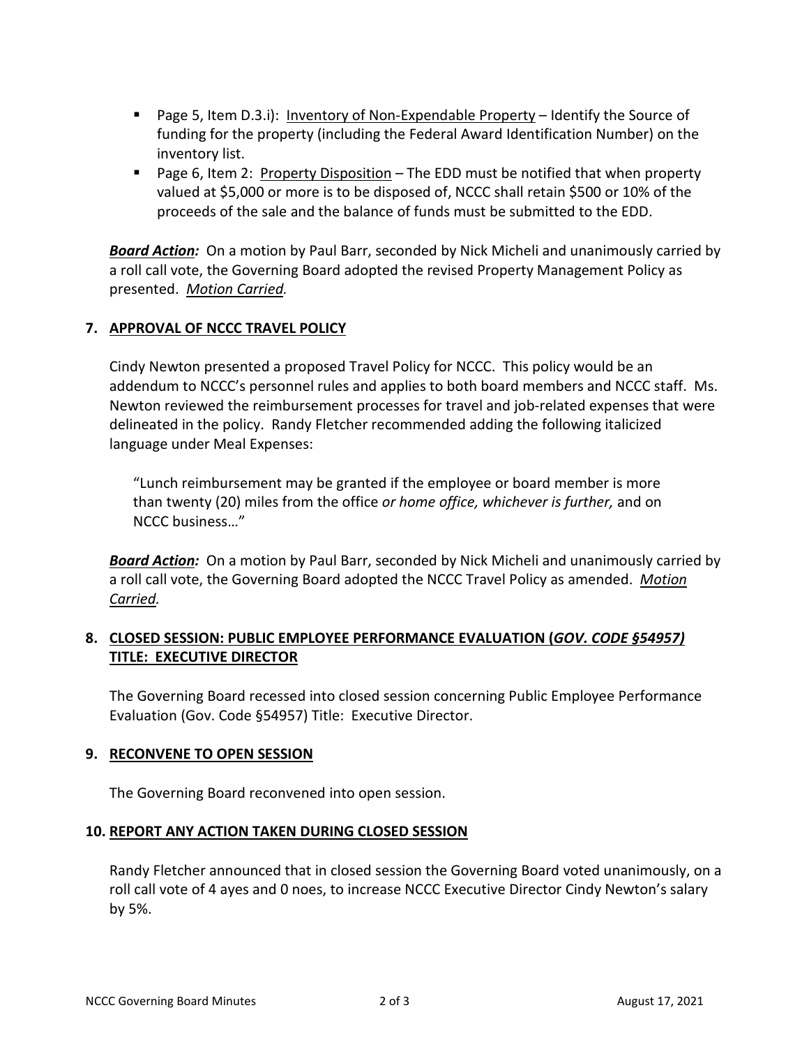- Page 5, Item D.3.i): <u>Inventory of Non-Expendable Property</u> – Identify the Source of funding for the property (including the Federal Award Identification Number) on the inventory list.
- Page 6, Item 2: <u>Property Disposition</u> – The EDD must be notified that when property valued at $5,000 or more is to be disposed of, NCCC shall retain $500 or 10% of the proceeds of the sale and the balance of funds must be submitted to the EDD.

***Board Action:*** On a motion by Paul Barr, seconded by Nick Micheli and unanimously carried by a roll call vote, the Governing Board adopted the revised Property Management Policy as presented. *Motion Carried.*

## 7. APPROVAL OF NCCC TRAVEL POLICY

Cindy Newton presented a proposed Travel Policy for NCCC. This policy would be an addendum to NCCC's personnel rules and applies to both board members and NCCC staff. Ms. Newton reviewed the reimbursement processes for travel and job-related expenses that were delineated in the policy. Randy Fletcher recommended adding the following italicized language under Meal Expenses:

> "Lunch reimbursement may be granted if the employee or board member is more than twenty (20) miles from the office *or home office, whichever is further,* and on NCCC business…"

***Board Action:*** On a motion by Paul Barr, seconded by Nick Micheli and unanimously carried by a roll call vote, the Governing Board adopted the NCCC Travel Policy as amended. *Motion Carried.*

## 8. CLOSED SESSION: PUBLIC EMPLOYEE PERFORMANCE EVALUATION (*GOV. CODE §54957)* TITLE: EXECUTIVE DIRECTOR

The Governing Board recessed into closed session concerning Public Employee Performance Evaluation (Gov. Code §54957) Title: Executive Director.

## 9. RECONVENE TO OPEN SESSION

The Governing Board reconvened into open session.

## 10. REPORT ANY ACTION TAKEN DURING CLOSED SESSION

Randy Fletcher announced that in closed session the Governing Board voted unanimously, on a roll call vote of 4 ayes and 0 noes, to increase NCCC Executive Director Cindy Newton's salary by 5%.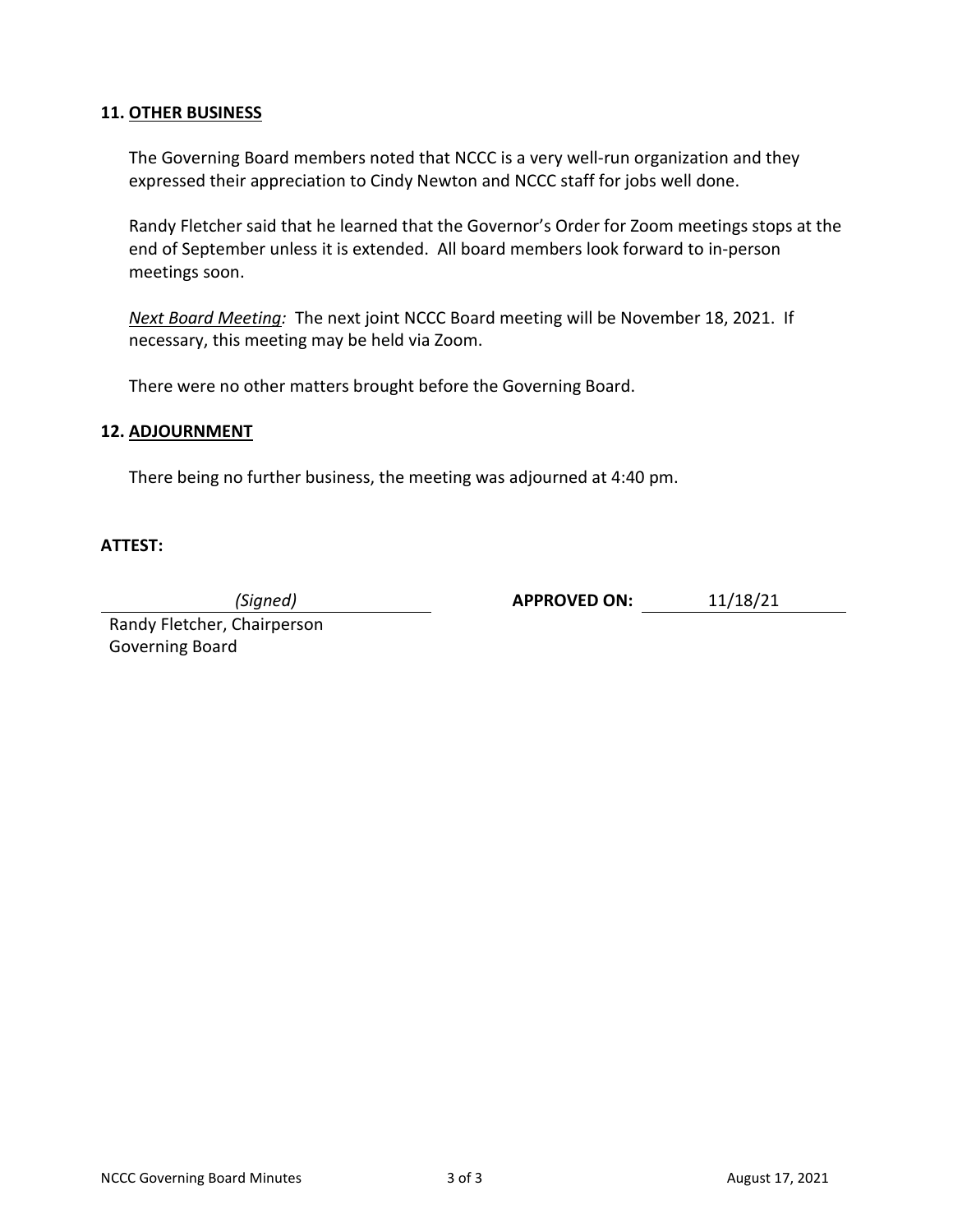**11. OTHER BUSINESS**

The Governing Board members noted that NCCC is a very well-run organization and they expressed their appreciation to Cindy Newton and NCCC staff for jobs well done.

Randy Fletcher said that he learned that the Governor's Order for Zoom meetings stops at the end of September unless it is extended. All board members look forward to in-person meetings soon.

*Next Board Meeting:* The next joint NCCC Board meeting will be November 18, 2021. If necessary, this meeting may be held via Zoom.

There were no other matters brought before the Governing Board.

**12. ADJOURNMENT**

There being no further business, the meeting was adjourned at 4:40 pm.

**ATTEST:**

*(Signed)*
Randy Fletcher, Chairperson
Governing Board

**APPROVED ON:** 11/18/21